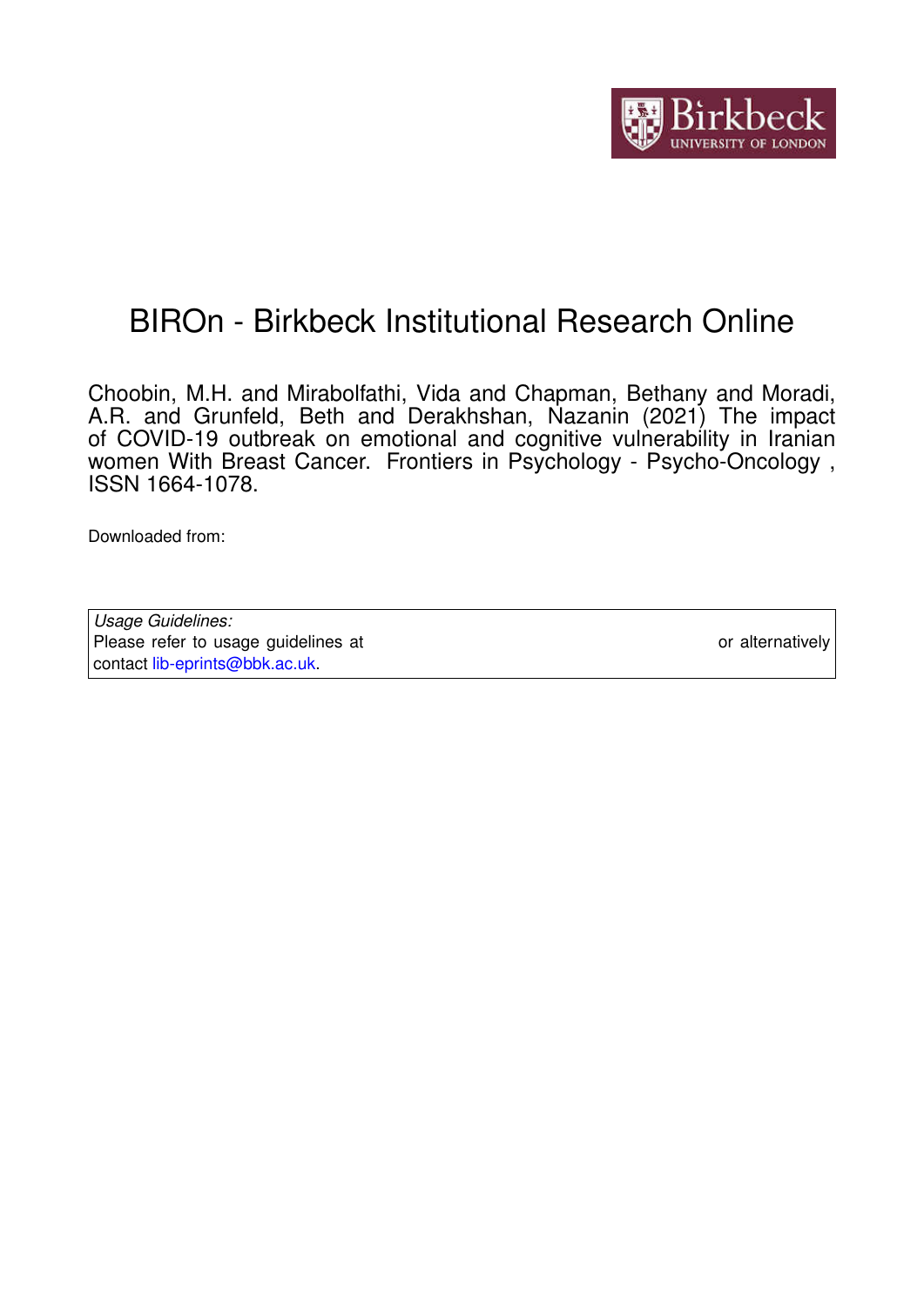# BIROn - Birkbeck Institutional Research Online

Choobin, M.H. and Mirabolfathi, Vida and Chapman, Bethany and Moradi, A.R. and Grunfeld, Beth and Derakhshan, Nazanin (2021) The impact of COVID-19 outbreak on emotional and cognitive vulnerability in Iranian women With Breast Cancer. Frontiers in Psychology - Psycho-Oncology , ISSN 1664-1078.

Downloaded from:

| *Usage Guidelines:* Please refer to usage guidelines at or alternatively contact lib-eprints@bbk.ac.uk. |
|---|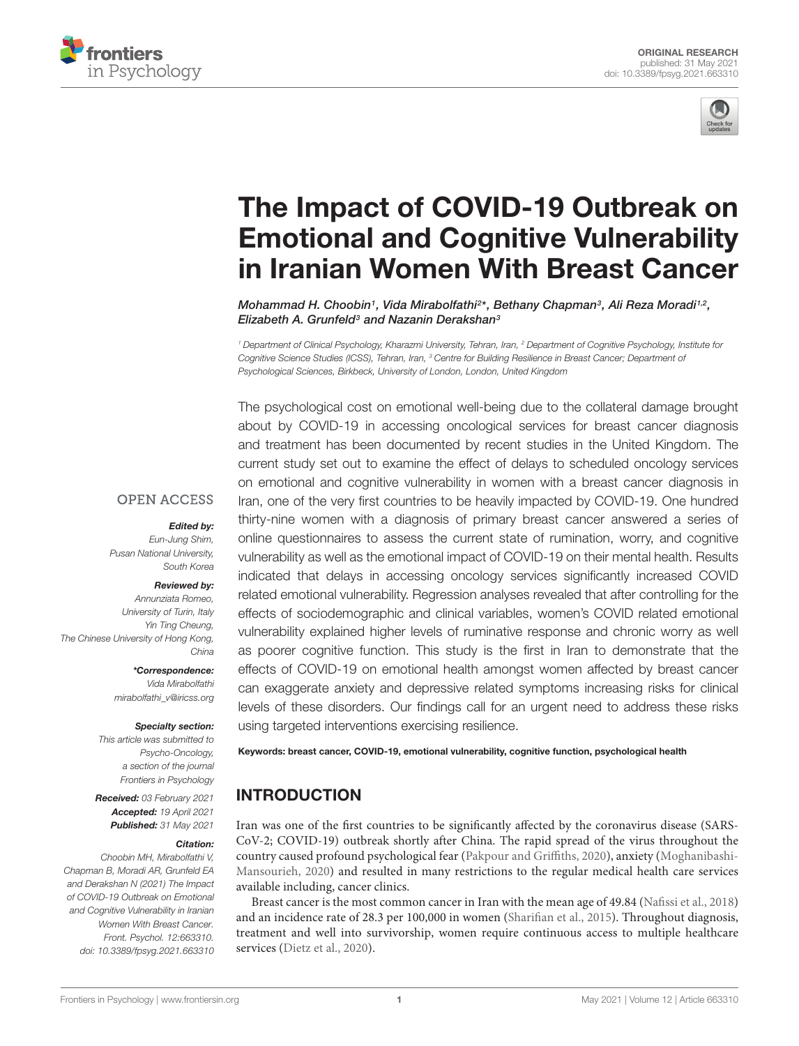// ORIGINAL RESEARCH
published: 31 May 2021
doi: 10.3389/fpsyg.2021.663310

# The Impact of COVID-19 Outbreak on Emotional and Cognitive Vulnerability in Iranian Women With Breast Cancer

*Mohammad H. Choobin[1], Vida Mirabolfathi[2]*, Bethany Chapman[3], Ali Reza Moradi[1,2], Elizabeth A. Grunfeld[3] and Nazanin Derakshan[3]*

[1] Department of Clinical Psychology, Kharazmi University, Tehran, Iran, [2] Department of Cognitive Psychology, Institute for Cognitive Science Studies (ICSS), Tehran, Iran, [3] Centre for Building Resilience in Breast Cancer; Department of Psychological Sciences, Birkbeck, University of London, London, United Kingdom

The psychological cost on emotional well-being due to the collateral damage brought about by COVID-19 in accessing oncological services for breast cancer diagnosis and treatment has been documented by recent studies in the United Kingdom. The current study set out to examine the effect of delays to scheduled oncology services on emotional and cognitive vulnerability in women with a breast cancer diagnosis in Iran, one of the very first countries to be heavily impacted by COVID-19. One hundred thirty-nine women with a diagnosis of primary breast cancer answered a series of online questionnaires to assess the current state of rumination, worry, and cognitive vulnerability as well as the emotional impact of COVID-19 on their mental health. Results indicated that delays in accessing oncology services significantly increased COVID related emotional vulnerability. Regression analyses revealed that after controlling for the effects of sociodemographic and clinical variables, women's COVID related emotional vulnerability explained higher levels of ruminative response and chronic worry as well as poorer cognitive function. This study is the first in Iran to demonstrate that the effects of COVID-19 on emotional health amongst women affected by breast cancer can exaggerate anxiety and depressive related symptoms increasing risks for clinical levels of these disorders. Our findings call for an urgent need to address these risks using targeted interventions exercising resilience.

**Keywords: breast cancer, COVID-19, emotional vulnerability, cognitive function, psychological health**

OPEN ACCESS

***Edited by:***
*Eun-Jung Shim,*
*Pusan National University,*
*South Korea*

***Reviewed by:***
*Annunziata Romeo,*
*University of Turin, Italy*
*Yin Ting Cheung,*
*The Chinese University of Hong Kong,*
*China*

***\*Correspondence:***
*Vida Mirabolfathi*
*mirabolfathi_v@iricss.org*

***Specialty section:***
*This article was submitted to*
*Psycho-Oncology,*
*a section of the journal*
*Frontiers in Psychology*

***Received:** 03 February 2021*
***Accepted:** 19 April 2021*
***Published:** 31 May 2021*

***Citation:***
*Choobin MH, Mirabolfathi V, Chapman B, Moradi AR, Grunfeld EA and Derakshan N (2021) The Impact of COVID-19 Outbreak on Emotional and Cognitive Vulnerability in Iranian Women With Breast Cancer. Front. Psychol. 12:663310. doi: 10.3389/fpsyg.2021.663310*

## INTRODUCTION

Iran was one of the first countries to be significantly affected by the coronavirus disease (SARS-CoV-2; COVID-19) outbreak shortly after China. The rapid spread of the virus throughout the country caused profound psychological fear (Pakpour and Griffiths, 2020), anxiety (Moghanibashi-Mansourieh, 2020) and resulted in many restrictions to the regular medical health care services available including, cancer clinics.

Breast cancer is the most common cancer in Iran with the mean age of 49.84 (Nafissi et al., 2018) and an incidence rate of 28.3 per 100,000 in women (Sharifian et al., 2015). Throughout diagnosis, treatment and well into survivorship, women require continuous access to multiple healthcare services (Dietz et al., 2020).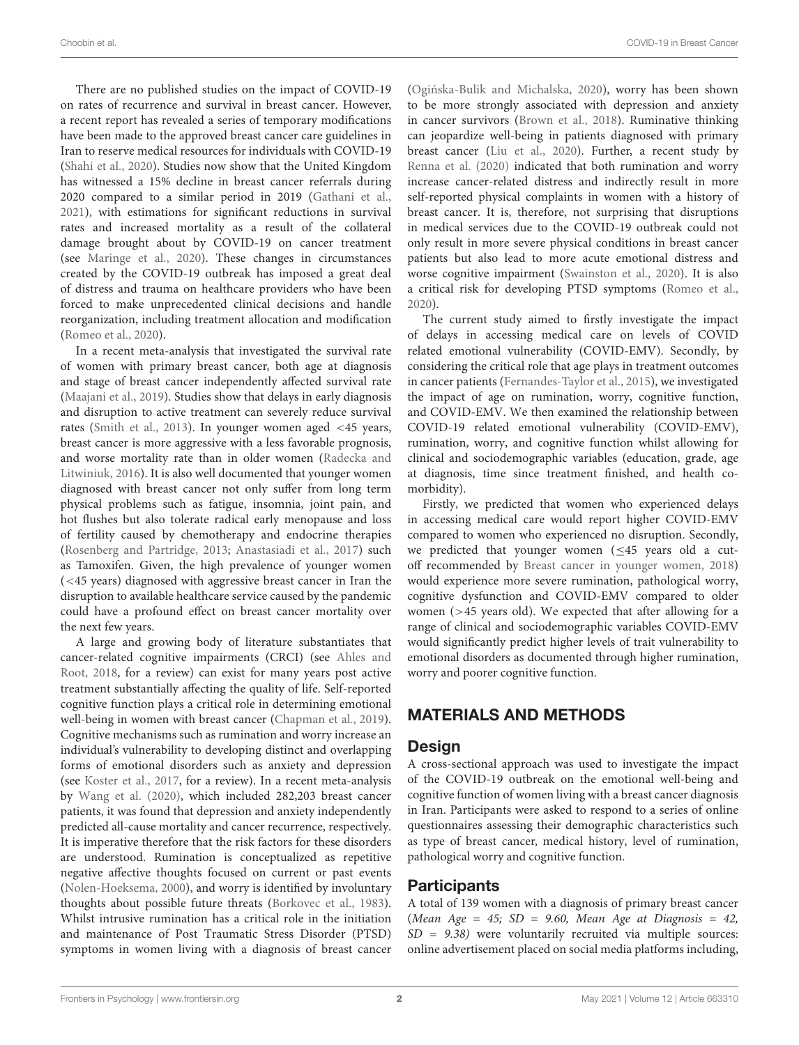There are no published studies on the impact of COVID-19 on rates of recurrence and survival in breast cancer. However, a recent report has revealed a series of temporary modifications have been made to the approved breast cancer care guidelines in Iran to reserve medical resources for individuals with COVID-19 (Shahi et al., 2020). Studies now show that the United Kingdom has witnessed a 15% decline in breast cancer referrals during 2020 compared to a similar period in 2019 (Gathani et al., 2021), with estimations for significant reductions in survival rates and increased mortality as a result of the collateral damage brought about by COVID-19 on cancer treatment (see Maringe et al., 2020). These changes in circumstances created by the COVID-19 outbreak has imposed a great deal of distress and trauma on healthcare providers who have been forced to make unprecedented clinical decisions and handle reorganization, including treatment allocation and modification (Romeo et al., 2020).

In a recent meta-analysis that investigated the survival rate of women with primary breast cancer, both age at diagnosis and stage of breast cancer independently affected survival rate (Maajani et al., 2019). Studies show that delays in early diagnosis and disruption to active treatment can severely reduce survival rates (Smith et al., 2013). In younger women aged <45 years, breast cancer is more aggressive with a less favorable prognosis, and worse mortality rate than in older women (Radecka and Litwiniuk, 2016). It is also well documented that younger women diagnosed with breast cancer not only suffer from long term physical problems such as fatigue, insomnia, joint pain, and hot flushes but also tolerate radical early menopause and loss of fertility caused by chemotherapy and endocrine therapies (Rosenberg and Partridge, 2013; Anastasiadi et al., 2017) such as Tamoxifen. Given, the high prevalence of younger women (<45 years) diagnosed with aggressive breast cancer in Iran the disruption to available healthcare service caused by the pandemic could have a profound effect on breast cancer mortality over the next few years.

A large and growing body of literature substantiates that cancer-related cognitive impairments (CRCI) (see Ahles and Root, 2018, for a review) can exist for many years post active treatment substantially affecting the quality of life. Self-reported cognitive function plays a critical role in determining emotional well-being in women with breast cancer (Chapman et al., 2019). Cognitive mechanisms such as rumination and worry increase an individual's vulnerability to developing distinct and overlapping forms of emotional disorders such as anxiety and depression (see Koster et al., 2017, for a review). In a recent meta-analysis by Wang et al. (2020), which included 282,203 breast cancer patients, it was found that depression and anxiety independently predicted all-cause mortality and cancer recurrence, respectively. It is imperative therefore that the risk factors for these disorders are understood. Rumination is conceptualized as repetitive negative affective thoughts focused on current or past events (Nolen-Hoeksema, 2000), and worry is identified by involuntary thoughts about possible future threats (Borkovec et al., 1983). Whilst intrusive rumination has a critical role in the initiation and maintenance of Post Traumatic Stress Disorder (PTSD) symptoms in women living with a diagnosis of breast cancer (Ogińska-Bulik and Michalska, 2020), worry has been shown to be more strongly associated with depression and anxiety in cancer survivors (Brown et al., 2018). Ruminative thinking can jeopardize well-being in patients diagnosed with primary breast cancer (Liu et al., 2020). Further, a recent study by Renna et al. (2020) indicated that both rumination and worry increase cancer-related distress and indirectly result in more self-reported physical complaints in women with a history of breast cancer. It is, therefore, not surprising that disruptions in medical services due to the COVID-19 outbreak could not only result in more severe physical conditions in breast cancer patients but also lead to more acute emotional distress and worse cognitive impairment (Swainston et al., 2020). It is also a critical risk for developing PTSD symptoms (Romeo et al., 2020).

The current study aimed to firstly investigate the impact of delays in accessing medical care on levels of COVID related emotional vulnerability (COVID-EMV). Secondly, by considering the critical role that age plays in treatment outcomes in cancer patients (Fernandes-Taylor et al., 2015), we investigated the impact of age on rumination, worry, cognitive function, and COVID-EMV. We then examined the relationship between COVID-19 related emotional vulnerability (COVID-EMV), rumination, worry, and cognitive function whilst allowing for clinical and sociodemographic variables (education, grade, age at diagnosis, time since treatment finished, and health co-morbidity).

Firstly, we predicted that women who experienced delays in accessing medical care would report higher COVID-EMV compared to women who experienced no disruption. Secondly, we predicted that younger women (≤45 years old a cut-off recommended by Breast cancer in younger women, 2018) would experience more severe rumination, pathological worry, cognitive dysfunction and COVID-EMV compared to older women (>45 years old). We expected that after allowing for a range of clinical and sociodemographic variables COVID-EMV would significantly predict higher levels of trait vulnerability to emotional disorders as documented through higher rumination, worry and poorer cognitive function.

## MATERIALS AND METHODS

### Design

A cross-sectional approach was used to investigate the impact of the COVID-19 outbreak on the emotional well-being and cognitive function of women living with a breast cancer diagnosis in Iran. Participants were asked to respond to a series of online questionnaires assessing their demographic characteristics such as type of breast cancer, medical history, level of rumination, pathological worry and cognitive function.

### Participants

A total of 139 women with a diagnosis of primary breast cancer (*Mean Age = 45; SD = 9.60, Mean Age at Diagnosis = 42, SD = 9.38)* were voluntarily recruited via multiple sources: online advertisement placed on social media platforms including,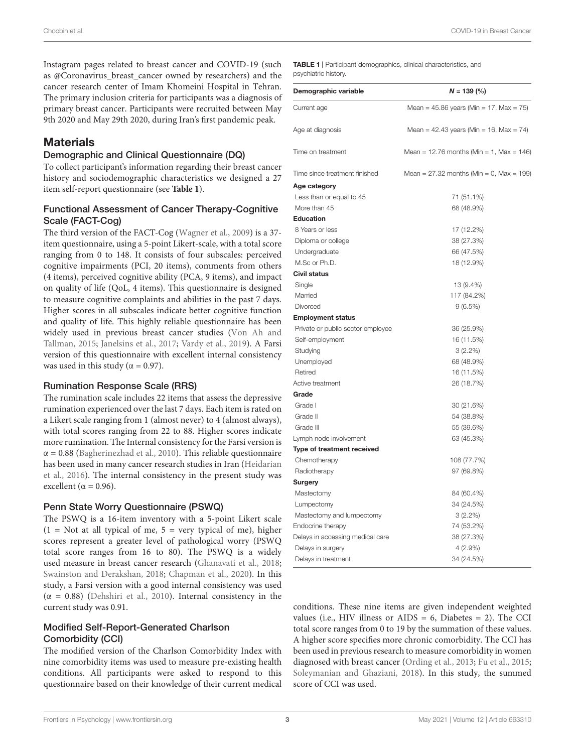Instagram pages related to breast cancer and COVID-19 (such as @Coronavirus_breast_cancer owned by researchers) and the cancer research center of Imam Khomeini Hospital in Tehran. The primary inclusion criteria for participants was a diagnosis of primary breast cancer. Participants were recruited between May 9th 2020 and May 29th 2020, during Iran's first pandemic peak.

## Materials

### Demographic and Clinical Questionnaire (DQ)

To collect participant's information regarding their breast cancer history and sociodemographic characteristics we designed a 27 item self-report questionnaire (see **Table 1**).

### Functional Assessment of Cancer Therapy-Cognitive Scale (FACT-Cog)

The third version of the FACT-Cog (Wagner et al., 2009) is a 37-item questionnaire, using a 5-point Likert-scale, with a total score ranging from 0 to 148. It consists of four subscales: perceived cognitive impairments (PCI, 20 items), comments from others (4 items), perceived cognitive ability (PCA, 9 items), and impact on quality of life (QoL, 4 items). This questionnaire is designed to measure cognitive complaints and abilities in the past 7 days. Higher scores in all subscales indicate better cognitive function and quality of life. This highly reliable questionnaire has been widely used in previous breast cancer studies (Von Ah and Tallman, 2015; Janelsins et al., 2017; Vardy et al., 2019). A Farsi version of this questionnaire with excellent internal consistency was used in this study ($\alpha = 0.97$).

### Rumination Response Scale (RRS)

The rumination scale includes 22 items that assess the depressive rumination experienced over the last 7 days. Each item is rated on a Likert scale ranging from 1 (almost never) to 4 (almost always), with total scores ranging from 22 to 88. Higher scores indicate more rumination. The Internal consistency for the Farsi version is $\alpha = 0.88$ (Bagherinezhad et al., 2010). This reliable questionnaire has been used in many cancer research studies in Iran (Heidarian et al., 2016). The internal consistency in the present study was excellent ($\alpha = 0.96$).

### Penn State Worry Questionnaire (PSWQ)

The PSWQ is a 16-item inventory with a 5-point Likert scale (1 = Not at all typical of me, 5 = very typical of me), higher scores represent a greater level of pathological worry (PSWQ total score ranges from 16 to 80). The PSWQ is a widely used measure in breast cancer research (Ghanavati et al., 2018; Swainston and Derakshan, 2018; Chapman et al., 2020). In this study, a Farsi version with a good internal consistency was used ($\alpha = 0.88$) (Dehshiri et al., 2010). Internal consistency in the current study was 0.91.

### Modified Self-Report-Generated Charlson Comorbidity (CCI)

The modified version of the Charlson Comorbidity Index with nine comorbidity items was used to measure pre-existing health conditions. All participants were asked to respond to this questionnaire based on their knowledge of their current medical conditions. These nine items are given independent weighted values (i.e., HIV illness or AIDS = 6, Diabetes = 2). The CCI total score ranges from 0 to 19 by the summation of these values. A higher score specifies more chronic comorbidity. The CCI has been used in previous research to measure comorbidity in women diagnosed with breast cancer (Ording et al., 2013; Fu et al., 2015; Soleymanian and Ghaziani, 2018). In this study, the summed score of CCI was used.

**TABLE 1** | Participant demographics, clinical characteristics, and psychiatric history.

| Demographic variable | *N* = 139 (%) |
|---|---|
| Current age | Mean = 45.86 years (Min = 17, Max = 75) |
| Age at diagnosis | Mean = 42.43 years (Min = 16, Max = 74) |
| Time on treatment | Mean = 12.76 months (Min = 1, Max = 146) |
| Time since treatment finished | Mean = 27.32 months (Min = 0, Max = 199) |
| **Age category** | |
| Less than or equal to 45 | 71 (51.1%) |
| More than 45 | 68 (48.9%) |
| **Education** | |
| 8 Years or less | 17 (12.2%) |
| Diploma or college | 38 (27.3%) |
| Undergraduate | 66 (47.5%) |
| M.Sc or Ph.D. | 18 (12.9%) |
| **Civil status** | |
| Single | 13 (9.4%) |
| Married | 117 (84.2%) |
| Divorced | 9 (6.5%) |
| **Employment status** | |
| Private or public sector employee | 36 (25.9%) |
| Self-employment | 16 (11.5%) |
| Studying | 3 (2.2%) |
| Unemployed | 68 (48.9%) |
| Retired | 16 (11.5%) |
| Active treatment | 26 (18.7%) |
| **Grade** | |
| Grade I | 30 (21.6%) |
| Grade II | 54 (38.8%) |
| Grade III | 55 (39.6%) |
| Lymph node involvement | 63 (45.3%) |
| **Type of treatment received** | |
| Chemotherapy | 108 (77.7%) |
| Radiotherapy | 97 (69.8%) |
| **Surgery** | |
| Mastectomy | 84 (60.4%) |
| Lumpectomy | 34 (24.5%) |
| Mastectomy and lumpectomy | 3 (2.2%) |
| Endocrine therapy | 74 (53.2%) |
| Delays in accessing medical care | 38 (27.3%) |
| Delays in surgery | 4 (2.9%) |
| Delays in treatment | 34 (24.5%) |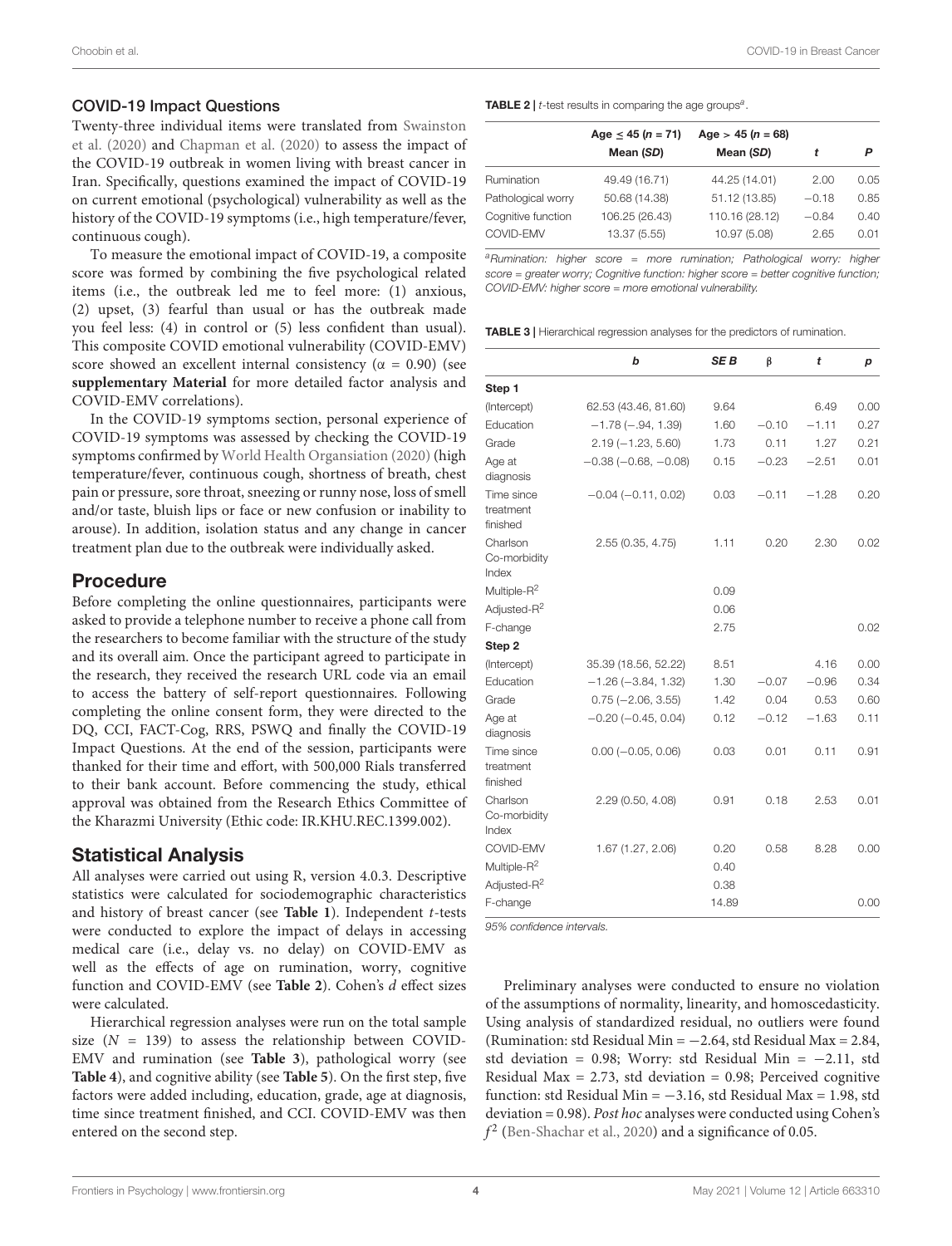### COVID-19 Impact Questions

Twenty-three individual items were translated from Swainston et al. (2020) and Chapman et al. (2020) to assess the impact of the COVID-19 outbreak in women living with breast cancer in Iran. Specifically, questions examined the impact of COVID-19 on current emotional (psychological) vulnerability as well as the history of the COVID-19 symptoms (i.e., high temperature/fever, continuous cough).

To measure the emotional impact of COVID-19, a composite score was formed by combining the five psychological related items (i.e., the outbreak led me to feel more: (1) anxious, (2) upset, (3) fearful than usual or has the outbreak made you feel less: (4) in control or (5) less confident than usual). This composite COVID emotional vulnerability (COVID-EMV) score showed an excellent internal consistency ($\alpha$ = 0.90) (see **supplementary Material** for more detailed factor analysis and COVID-EMV correlations).

In the COVID-19 symptoms section, personal experience of COVID-19 symptoms was assessed by checking the COVID-19 symptoms confirmed by World Health Organisation (2020) (high temperature/fever, continuous cough, shortness of breath, chest pain or pressure, sore throat, sneezing or runny nose, loss of smell and/or taste, bluish lips or face or new confusion or inability to arouse). In addition, isolation status and any change in cancer treatment plan due to the outbreak were individually asked.

## Procedure

Before completing the online questionnaires, participants were asked to provide a telephone number to receive a phone call from the researchers to become familiar with the structure of the study and its overall aim. Once the participant agreed to participate in the research, they received the research URL code via an email to access the battery of self-report questionnaires. Following completing the online consent form, they were directed to the DQ, CCI, FACT-Cog, RRS, PSWQ and finally the COVID-19 Impact Questions. At the end of the session, participants were thanked for their time and effort, with 500,000 Rials transferred to their bank account. Before commencing the study, ethical approval was obtained from the Research Ethics Committee of the Kharazmi University (Ethic code: IR.KHU.REC.1399.002).

## Statistical Analysis

All analyses were carried out using R, version 4.0.3. Descriptive statistics were calculated for sociodemographic characteristics and history of breast cancer (see **Table 1**). Independent *t*-tests were conducted to explore the impact of delays in accessing medical care (i.e., delay vs. no delay) on COVID-EMV as well as the effects of age on rumination, worry, cognitive function and COVID-EMV (see **Table 2**). Cohen's *d* effect sizes were calculated.

Hierarchical regression analyses were run on the total sample size ($N$ = 139) to assess the relationship between COVID-EMV and rumination (see **Table 3**), pathological worry (see **Table 4**), and cognitive ability (see **Table 5**). On the first step, five factors were added including, education, grade, age at diagnosis, time since treatment finished, and CCI. COVID-EMV was then entered on the second step.

**TABLE 2** | *t*-test results in comparing the age groups[a].

| | Age ≤ 45 (*n* = 71) Mean (*SD*) | Age > 45 (*n* = 68) Mean (*SD*) | *t* | *P* |
|---|---|---|---|---|
| Rumination | 49.49 (16.71) | 44.25 (14.01) | 2.00 | 0.05 |
| Pathological worry | 50.68 (14.38) | 51.12 (13.85) | −0.18 | 0.85 |
| Cognitive function | 106.25 (26.43) | 110.16 (28.12) | −0.84 | 0.40 |
| COVID-EMV | 13.37 (5.55) | 10.97 (5.08) | 2.65 | 0.01 |

[a]*Rumination: higher score = more rumination; Pathological worry: higher score = greater worry; Cognitive function: higher score = better cognitive function; COVID-EMV: higher score = more emotional vulnerability.*

**TABLE 3** | Hierarchical regression analyses for the predictors of rumination.

| | *b* | *SE B* | β | *t* | *p* |
|---|---|---|---|---|---|
| **Step 1** | | | | | |
| (Intercept) | 62.53 (43.46, 81.60) | 9.64 | | 6.49 | 0.00 |
| Education | −1.78 (−.94, 1.39) | 1.60 | −0.10 | −1.11 | 0.27 |
| Grade | 2.19 (−1.23, 5.60) | 1.73 | 0.11 | 1.27 | 0.21 |
| Age at diagnosis | −0.38 (−0.68, −0.08) | 0.15 | −0.23 | −2.51 | 0.01 |
| Time since treatment finished | −0.04 (−0.11, 0.02) | 0.03 | −0.11 | −1.28 | 0.20 |
| Charlson Co-morbidity Index | 2.55 (0.35, 4.75) | 1.11 | 0.20 | 2.30 | 0.02 |
| Multiple-$R^2$ | | 0.09 | | | |
| Adjusted-$R^2$ | | 0.06 | | | |
| F-change | | 2.75 | | | 0.02 |
| **Step 2** | | | | | |
| (Intercept) | 35.39 (18.56, 52.22) | 8.51 | | 4.16 | 0.00 |
| Education | −1.26 (−3.84, 1.32) | 1.30 | −0.07 | −0.96 | 0.34 |
| Grade | 0.75 (−2.06, 3.55) | 1.42 | 0.04 | 0.53 | 0.60 |
| Age at diagnosis | −0.20 (−0.45, 0.04) | 0.12 | −0.12 | −1.63 | 0.11 |
| Time since treatment finished | 0.00 (−0.05, 0.06) | 0.03 | 0.01 | 0.11 | 0.91 |
| Charlson Co-morbidity Index | 2.29 (0.50, 4.08) | 0.91 | 0.18 | 2.53 | 0.01 |
| COVID-EMV | 1.67 (1.27, 2.06) | 0.20 | 0.58 | 8.28 | 0.00 |
| Multiple-$R^2$ | | 0.40 | | | |
| Adjusted-$R^2$ | | 0.38 | | | |
| F-change | | 14.89 | | | 0.00 |

*95% confidence intervals.*

Preliminary analyses were conducted to ensure no violation of the assumptions of normality, linearity, and homoscedasticity. Using analysis of standardized residual, no outliers were found (Rumination: std Residual Min = −2.64, std Residual Max = 2.84, std deviation = 0.98; Worry: std Residual Min = −2.11, std Residual Max = 2.73, std deviation = 0.98; Perceived cognitive function: std Residual Min = −3.16, std Residual Max = 1.98, std deviation = 0.98). *Post hoc* analyses were conducted using Cohen's $f^2$ (Ben-Shachar et al., 2020) and a significance of 0.05.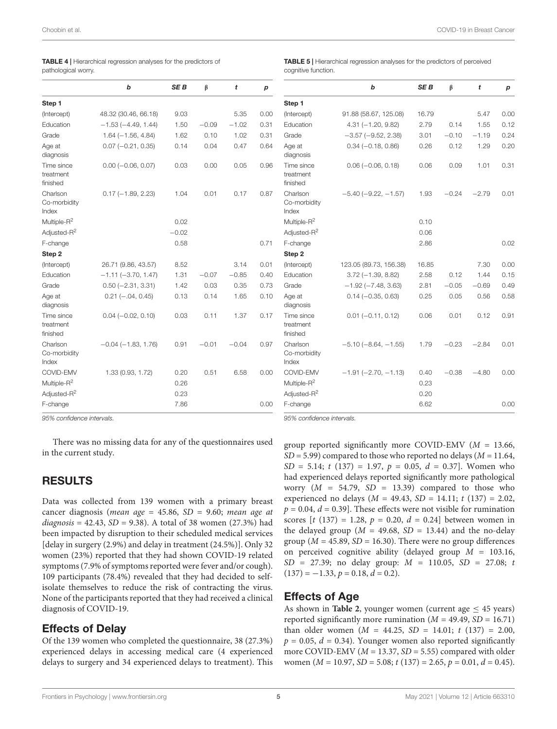**TABLE 4 |** Hierarchical regression analyses for the predictors of pathological worry.

| | b | SE B | β | t | p |
|---|---|---|---|---|---|
| **Step 1** | | | | | |
| (Intercept) | 48.32 (30.46, 66.18) | 9.03 | | 5.35 | 0.00 |
| Education | −1.53 (−4.49, 1.44) | 1.50 | −0.09 | −1.02 | 0.31 |
| Grade | 1.64 (−1.56, 4.84) | 1.62 | 0.10 | 1.02 | 0.31 |
| Age at diagnosis | 0.07 (−0.21, 0.35) | 0.14 | 0.04 | 0.47 | 0.64 |
| Time since treatment finished | 0.00 (−0.06, 0.07) | 0.03 | 0.00 | 0.05 | 0.96 |
| Charlson Co-morbidity Index | 0.17 (−1.89, 2.23) | 1.04 | 0.01 | 0.17 | 0.87 |
| Multiple-$R^2$ | | 0.02 | | | |
| Adjusted-$R^2$ | | −0.02 | | | |
| F-change | | 0.58 | | | 0.71 |
| **Step 2** | | | | | |
| (Intercept) | 26.71 (9.86, 43.57) | 8.52 | | 3.14 | 0.01 |
| Education | −1.11 (−3.70, 1.47) | 1.31 | −0.07 | −0.85 | 0.40 |
| Grade | 0.50 (−2.31, 3.31) | 1.42 | 0.03 | 0.35 | 0.73 |
| Age at diagnosis | 0.21 (−.04, 0.45) | 0.13 | 0.14 | 1.65 | 0.10 |
| Time since treatment finished | 0.04 (−0.02, 0.10) | 0.03 | 0.11 | 1.37 | 0.17 |
| Charlson Co-morbidity Index | −0.04 (−1.83, 1.76) | 0.91 | −0.01 | −0.04 | 0.97 |
| COVID-EMV | 1.33 (0.93, 1.72) | 0.20 | 0.51 | 6.58 | 0.00 |
| Multiple-$R^2$ | | 0.26 | | | |
| Adjusted-$R^2$ | | 0.23 | | | |
| F-change | | 7.86 | | | 0.00 |

*95% confidence intervals.*

**TABLE 5 |** Hierarchical regression analyses for the predictors of perceived cognitive function.

| | b | SE B | β | t | p |
|---|---|---|---|---|---|
| **Step 1** | | | | | |
| (Intercept) | 91.88 (58.67, 125.08) | 16.79 | | 5.47 | 0.00 |
| Education | 4.31 (−1.20, 9.82) | 2.79 | 0.14 | 1.55 | 0.12 |
| Grade | −3.57 (−9.52, 2.38) | 3.01 | −0.10 | −1.19 | 0.24 |
| Age at diagnosis | 0.34 (−0.18, 0.86) | 0.26 | 0.12 | 1.29 | 0.20 |
| Time since treatment finished | 0.06 (−0.06, 0.18) | 0.06 | 0.09 | 1.01 | 0.31 |
| Charlson Co-morbidity Index | −5.40 (−9.22, −1.57) | 1.93 | −0.24 | −2.79 | 0.01 |
| Multiple-$R^2$ | | 0.10 | | | |
| Adjusted-$R^2$ | | 0.06 | | | |
| F-change | | 2.86 | | | 0.02 |
| **Step 2** | | | | | |
| (Intercept) | 123.05 (89.73, 156.38) | 16.85 | | 7.30 | 0.00 |
| Education | 3.72 (−1.39, 8.82) | 2.58 | 0.12 | 1.44 | 0.15 |
| Grade | −1.92 (−7.48, 3.63) | 2.81 | −0.05 | −0.69 | 0.49 |
| Age at diagnosis | 0.14 (−0.35, 0.63) | 0.25 | 0.05 | 0.56 | 0.58 |
| Time since treatment finished | 0.01 (−0.11, 0.12) | 0.06 | 0.01 | 0.12 | 0.91 |
| Charlson Co-morbidity Index | −5.10 (−8.64, −1.55) | 1.79 | −0.23 | −2.84 | 0.01 |
| COVID-EMV | −1.91 (−2.70, −1.13) | 0.40 | −0.38 | −4.80 | 0.00 |
| Multiple-$R^2$ | | 0.23 | | | |
| Adjusted-$R^2$ | | 0.20 | | | |
| F-change | | 6.62 | | | 0.00 |

*95% confidence intervals.*

There was no missing data for any of the questionnaires used in the current study.

## RESULTS

Data was collected from 139 women with a primary breast cancer diagnosis (*mean age* = 45.86, *SD* = 9.60; *mean age at diagnosis* = 42.43, *SD* = 9.38). A total of 38 women (27.3%) had been impacted by disruption to their scheduled medical services [delay in surgery (2.9%) and delay in treatment (24.5%)]. Only 32 women (23%) reported that they had shown COVID-19 related symptoms (7.9% of symptoms reported were fever and/or cough). 109 participants (78.4%) revealed that they had decided to self-isolate themselves to reduce the risk of contracting the virus. None of the participants reported that they had received a clinical diagnosis of COVID-19.

### Effects of Delay

Of the 139 women who completed the questionnaire, 38 (27.3%) experienced delays in accessing medical care (4 experienced delays to surgery and 34 experienced delays to treatment). This group reported significantly more COVID-EMV ($M$ = 13.66, $SD$ = 5.99) compared to those who reported no delays ($M$ = 11.64, $SD$ = 5.14; $t$ (137) = 1.97, $p$ = 0.05, $d$ = 0.37]. Women who had experienced delays reported significantly more pathological worry ($M$ = 54.79, $SD$ = 13.39) compared to those who experienced no delays ($M$ = 49.43, $SD$ = 14.11; $t$ (137) = 2.02, $p$ = 0.04, $d$ = 0.39]. These effects were not visible for rumination scores [$t$ (137) = 1.28, $p$ = 0.20, $d$ = 0.24] between women in the delayed group ($M$ = 49.68, $SD$ = 13.44) and the no-delay group ($M$ = 45.89, $SD$ = 16.30). There were no group differences on perceived cognitive ability (delayed group $M$ = 103.16, $SD$ = 27.39; no delay group: $M$ = 110.05, $SD$ = 27.08; $t$ (137) = −1.33, $p$ = 0.18, $d$ = 0.2).

### Effects of Age

As shown in **Table 2**, younger women (current age ≤ 45 years) reported significantly more rumination ($M$ = 49.49, $SD$ = 16.71) than older women ($M$ = 44.25, $SD$ = 14.01; $t$ (137) = 2.00, $p$ = 0.05, $d$ = 0.34). Younger women also reported significantly more COVID-EMV ($M$ = 13.37, $SD$ = 5.55) compared with older women ($M$ = 10.97, $SD$ = 5.08; $t$ (137) = 2.65, $p$ = 0.01, $d$ = 0.45).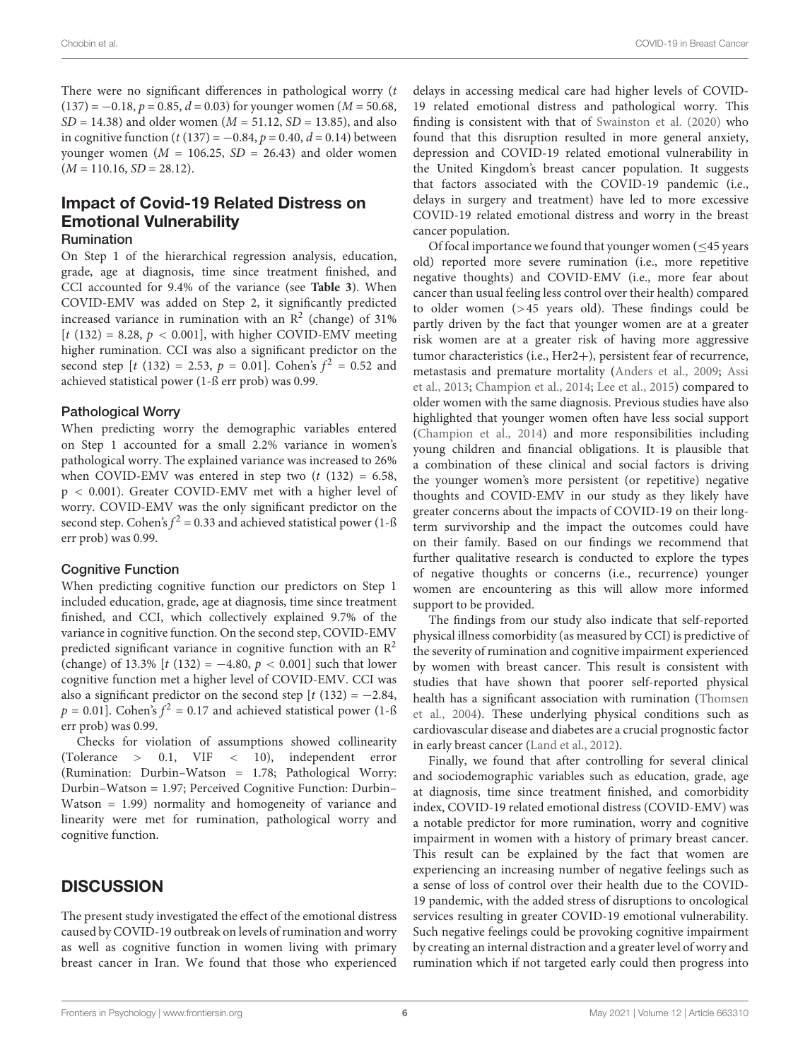There were no significant differences in pathological worry ($t$ (137) = −0.18, $p$ = 0.85, $d$ = 0.03) for younger women ($M$ = 50.68, $SD$ = 14.38) and older women ($M$ = 51.12, $SD$ = 13.85), and also in cognitive function ($t$ (137) = −0.84, $p$ = 0.40, $d$ = 0.14) between younger women ($M$ = 106.25, $SD$ = 26.43) and older women ($M$ = 110.16, $SD$ = 28.12).

## Impact of Covid-19 Related Distress on Emotional Vulnerability

### Rumination

On Step 1 of the hierarchical regression analysis, education, grade, age at diagnosis, time since treatment finished, and CCI accounted for 9.4% of the variance (see **Table 3**). When COVID-EMV was added on Step 2, it significantly predicted increased variance in rumination with an $R^2$ (change) of 31% [$t$ (132) = 8.28, $p$ < 0.001], with higher COVID-EMV meeting higher rumination. CCI was also a significant predictor on the second step [$t$ (132) = 2.53, $p$ = 0.01]. Cohen's $f^2$ = 0.52 and achieved statistical power (1-ß err prob) was 0.99.

### Pathological Worry

When predicting worry the demographic variables entered on Step 1 accounted for a small 2.2% variance in women's pathological worry. The explained variance was increased to 26% when COVID-EMV was entered in step two ($t$ (132) = 6.58, p < 0.001). Greater COVID-EMV met with a higher level of worry. COVID-EMV was the only significant predictor on the second step. Cohen's $f^2$ = 0.33 and achieved statistical power (1-ß err prob) was 0.99.

### Cognitive Function

When predicting cognitive function our predictors on Step 1 included education, grade, age at diagnosis, time since treatment finished, and CCI, which collectively explained 9.7% of the variance in cognitive function. On the second step, COVID-EMV predicted significant variance in cognitive function with an $R^2$ (change) of 13.3% [$t$ (132) = −4.80, $p$ < 0.001] such that lower cognitive function met a higher level of COVID-EMV. CCI was also a significant predictor on the second step [$t$ (132) = −2.84, $p$ = 0.01]. Cohen's $f^2$ = 0.17 and achieved statistical power (1-ß err prob) was 0.99.

Checks for violation of assumptions showed collinearity (Tolerance > 0.1, VIF < 10), independent error (Rumination: Durbin–Watson = 1.78; Pathological Worry: Durbin–Watson = 1.97; Perceived Cognitive Function: Durbin–Watson = 1.99) normality and homogeneity of variance and linearity were met for rumination, pathological worry and cognitive function.

## DISCUSSION

The present study investigated the effect of the emotional distress caused by COVID-19 outbreak on levels of rumination and worry as well as cognitive function in women living with primary breast cancer in Iran. We found that those who experienced delays in accessing medical care had higher levels of COVID-19 related emotional distress and pathological worry. This finding is consistent with that of Swainston et al. (2020) who found that this disruption resulted in more general anxiety, depression and COVID-19 related emotional vulnerability in the United Kingdom's breast cancer population. It suggests that factors associated with the COVID-19 pandemic (i.e., delays in surgery and treatment) have led to more excessive COVID-19 related emotional distress and worry in the breast cancer population.

Of focal importance we found that younger women (≤45 years old) reported more severe rumination (i.e., more repetitive negative thoughts) and COVID-EMV (i.e., more fear about cancer than usual feeling less control over their health) compared to older women (>45 years old). These findings could be partly driven by the fact that younger women are at a greater risk women are at a greater risk of having more aggressive tumor characteristics (i.e., Her2+), persistent fear of recurrence, metastasis and premature mortality (Anders et al., 2009; Assi et al., 2013; Champion et al., 2014; Lee et al., 2015) compared to older women with the same diagnosis. Previous studies have also highlighted that younger women often have less social support (Champion et al., 2014) and more responsibilities including young children and financial obligations. It is plausible that a combination of these clinical and social factors is driving the younger women's more persistent (or repetitive) negative thoughts and COVID-EMV in our study as they likely have greater concerns about the impacts of COVID-19 on their long-term survivorship and the impact the outcomes could have on their family. Based on our findings we recommend that further qualitative research is conducted to explore the types of negative thoughts or concerns (i.e., recurrence) younger women are encountering as this will allow more informed support to be provided.

The findings from our study also indicate that self-reported physical illness comorbidity (as measured by CCI) is predictive of the severity of rumination and cognitive impairment experienced by women with breast cancer. This result is consistent with studies that have shown that poorer self-reported physical health has a significant association with rumination (Thomsen et al., 2004). These underlying physical conditions such as cardiovascular disease and diabetes are a crucial prognostic factor in early breast cancer (Land et al., 2012).

Finally, we found that after controlling for several clinical and sociodemographic variables such as education, grade, age at diagnosis, time since treatment finished, and comorbidity index, COVID-19 related emotional distress (COVID-EMV) was a notable predictor for more rumination, worry and cognitive impairment in women with a history of primary breast cancer. This result can be explained by the fact that women are experiencing an increasing number of negative feelings such as a sense of loss of control over their health due to the COVID-19 pandemic, with the added stress of disruptions to oncological services resulting in greater COVID-19 emotional vulnerability. Such negative feelings could be provoking cognitive impairment by creating an internal distraction and a greater level of worry and rumination which if not targeted early could then progress into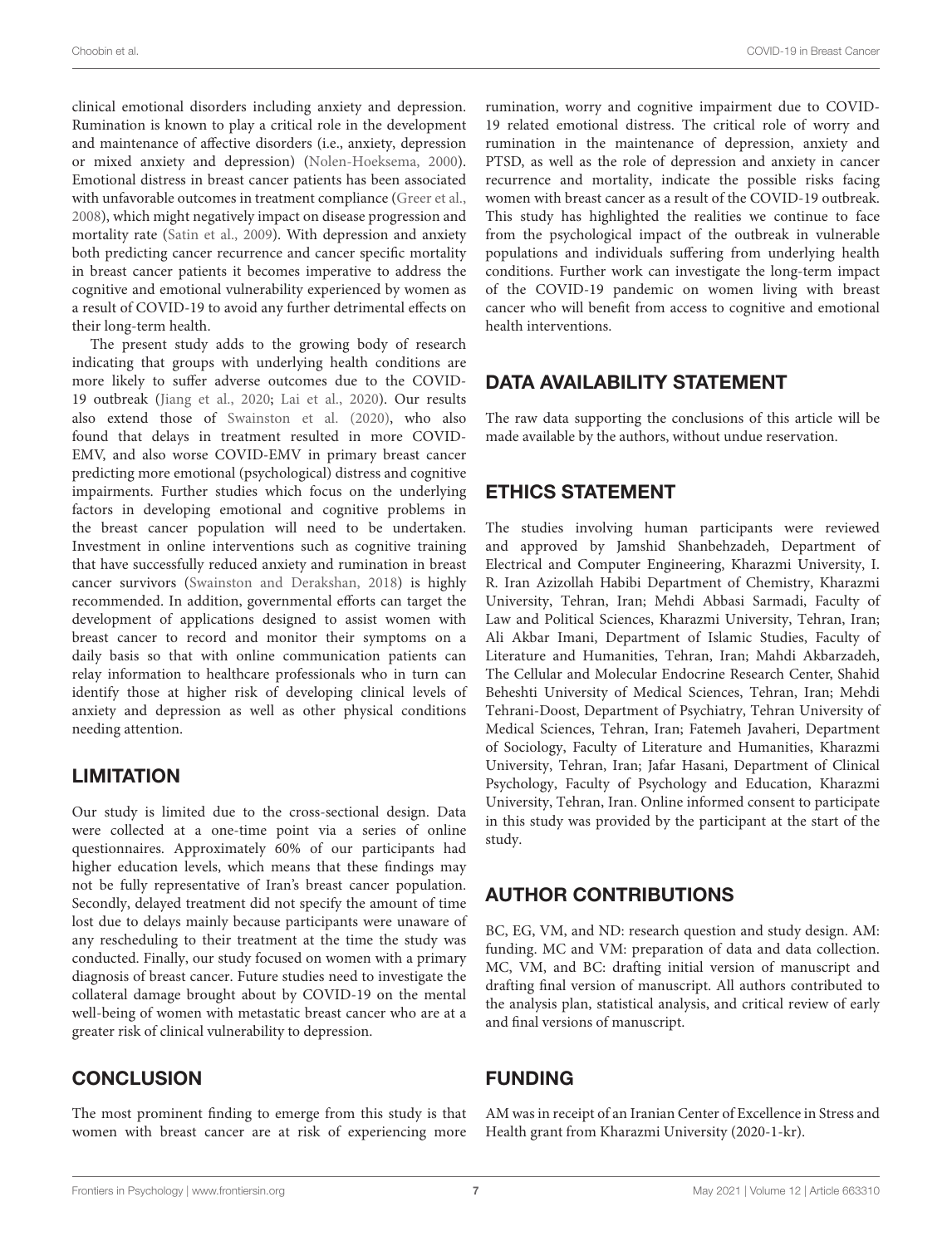clinical emotional disorders including anxiety and depression. Rumination is known to play a critical role in the development and maintenance of affective disorders (i.e., anxiety, depression or mixed anxiety and depression) (Nolen-Hoeksema, 2000). Emotional distress in breast cancer patients has been associated with unfavorable outcomes in treatment compliance (Greer et al., 2008), which might negatively impact on disease progression and mortality rate (Satin et al., 2009). With depression and anxiety both predicting cancer recurrence and cancer specific mortality in breast cancer patients it becomes imperative to address the cognitive and emotional vulnerability experienced by women as a result of COVID-19 to avoid any further detrimental effects on their long-term health.

The present study adds to the growing body of research indicating that groups with underlying health conditions are more likely to suffer adverse outcomes due to the COVID-19 outbreak (Jiang et al., 2020; Lai et al., 2020). Our results also extend those of Swainston et al. (2020), who also found that delays in treatment resulted in more COVID-EMV, and also worse COVID-EMV in primary breast cancer predicting more emotional (psychological) distress and cognitive impairments. Further studies which focus on the underlying factors in developing emotional and cognitive problems in the breast cancer population will need to be undertaken. Investment in online interventions such as cognitive training that have successfully reduced anxiety and rumination in breast cancer survivors (Swainston and Derakshan, 2018) is highly recommended. In addition, governmental efforts can target the development of applications designed to assist women with breast cancer to record and monitor their symptoms on a daily basis so that with online communication patients can relay information to healthcare professionals who in turn can identify those at higher risk of developing clinical levels of anxiety and depression as well as other physical conditions needing attention.

## LIMITATION

Our study is limited due to the cross-sectional design. Data were collected at a one-time point via a series of online questionnaires. Approximately 60% of our participants had higher education levels, which means that these findings may not be fully representative of Iran's breast cancer population. Secondly, delayed treatment did not specify the amount of time lost due to delays mainly because participants were unaware of any rescheduling to their treatment at the time the study was conducted. Finally, our study focused on women with a primary diagnosis of breast cancer. Future studies need to investigate the collateral damage brought about by COVID-19 on the mental well-being of women with metastatic breast cancer who are at a greater risk of clinical vulnerability to depression.

## CONCLUSION

The most prominent finding to emerge from this study is that women with breast cancer are at risk of experiencing more rumination, worry and cognitive impairment due to COVID-19 related emotional distress. The critical role of worry and rumination in the maintenance of depression, anxiety and PTSD, as well as the role of depression and anxiety in cancer recurrence and mortality, indicate the possible risks facing women with breast cancer as a result of the COVID-19 outbreak. This study has highlighted the realities we continue to face from the psychological impact of the outbreak in vulnerable populations and individuals suffering from underlying health conditions. Further work can investigate the long-term impact of the COVID-19 pandemic on women living with breast cancer who will benefit from access to cognitive and emotional health interventions.

## DATA AVAILABILITY STATEMENT

The raw data supporting the conclusions of this article will be made available by the authors, without undue reservation.

## ETHICS STATEMENT

The studies involving human participants were reviewed and approved by Jamshid Shanbehzadeh, Department of Electrical and Computer Engineering, Kharazmi University, I. R. Iran Azizollah Habibi Department of Chemistry, Kharazmi University, Tehran, Iran; Mehdi Abbasi Sarmadi, Faculty of Law and Political Sciences, Kharazmi University, Tehran, Iran; Ali Akbar Imani, Department of Islamic Studies, Faculty of Literature and Humanities, Tehran, Iran; Mahdi Akbarzadeh, The Cellular and Molecular Endocrine Research Center, Shahid Beheshti University of Medical Sciences, Tehran, Iran; Mehdi Tehrani-Doost, Department of Psychiatry, Tehran University of Medical Sciences, Tehran, Iran; Fatemeh Javaheri, Department of Sociology, Faculty of Literature and Humanities, Kharazmi University, Tehran, Iran; Jafar Hasani, Department of Clinical Psychology, Faculty of Psychology and Education, Kharazmi University, Tehran, Iran. Online informed consent to participate in this study was provided by the participant at the start of the study.

## AUTHOR CONTRIBUTIONS

BC, EG, VM, and ND: research question and study design. AM: funding. MC and VM: preparation of data and data collection. MC, VM, and BC: drafting initial version of manuscript and drafting final version of manuscript. All authors contributed to the analysis plan, statistical analysis, and critical review of early and final versions of manuscript.

## FUNDING

AM was in receipt of an Iranian Center of Excellence in Stress and Health grant from Kharazmi University (2020-1-kr).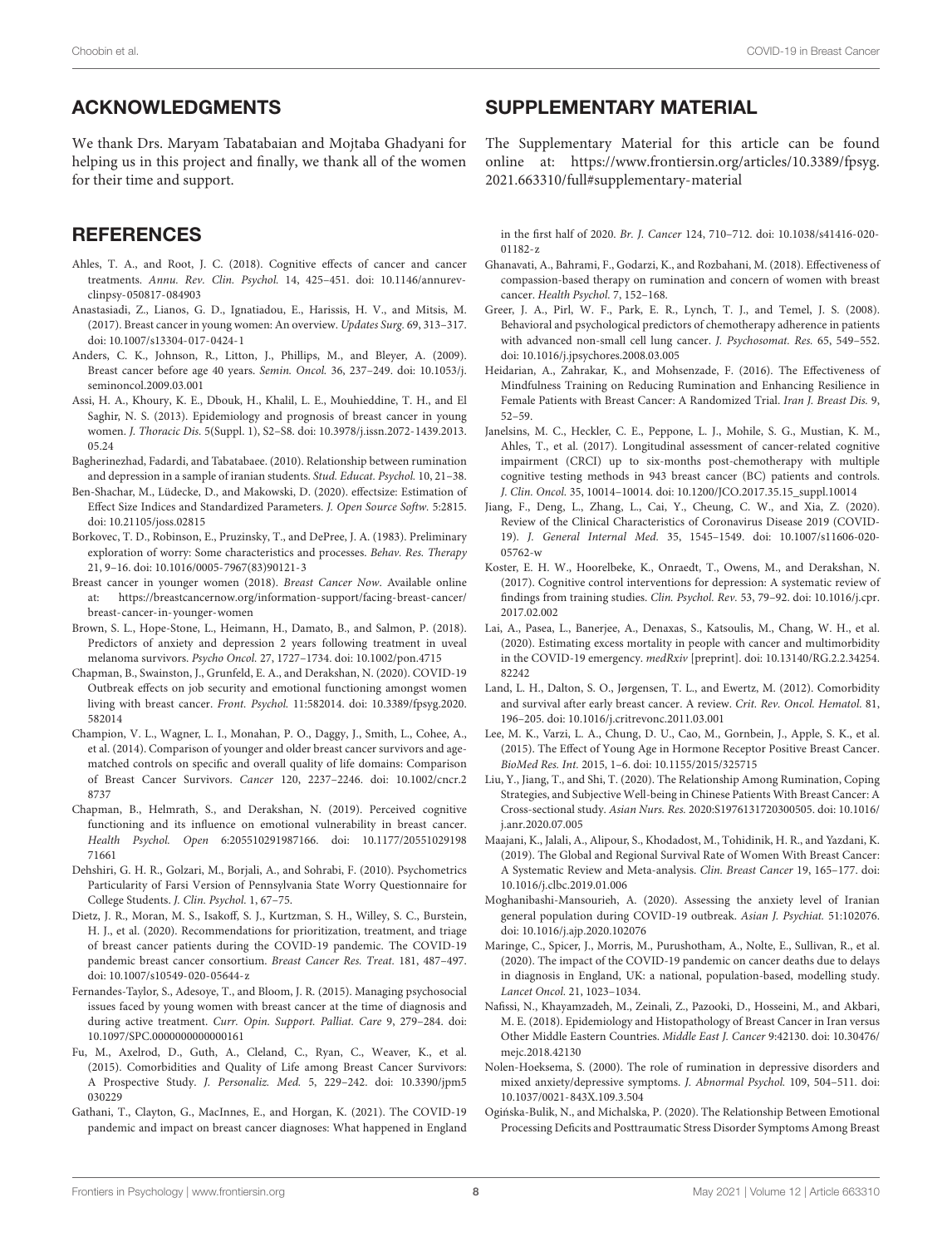## ACKNOWLEDGMENTS

We thank Drs. Maryam Tabatabaian and Mojtaba Ghadyani for helping us in this project and finally, we thank all of the women for their time and support.

## SUPPLEMENTARY MATERIAL

The Supplementary Material for this article can be found online at: https://www.frontiersin.org/articles/10.3389/fpsyg.2021.663310/full#supplementary-material

## REFERENCES

Ahles, T. A., and Root, J. C. (2018). Cognitive effects of cancer and cancer treatments. *Annu. Rev. Clin. Psychol.* 14, 425–451. doi: 10.1146/annurev-clinpsy-050817-084903

Anastasiadi, Z., Lianos, G. D., Ignatiadou, E., Harissis, H. V., and Mitsis, M. (2017). Breast cancer in young women: An overview. *Updates Surg.* 69, 313–317. doi: 10.1007/s13304-017-0424-1

Anders, C. K., Johnson, R., Litton, J., Phillips, M., and Bleyer, A. (2009). Breast cancer before age 40 years. *Semin. Oncol.* 36, 237–249. doi: 10.1053/j.seminoncol.2009.03.001

Assi, H. A., Khoury, K. E., Dbouk, H., Khalil, L. E., Mouhieddine, T. H., and El Saghir, N. S. (2013). Epidemiology and prognosis of breast cancer in young women. *J. Thoracic Dis.* 5(Suppl. 1), S2–S8. doi: 10.3978/j.issn.2072-1439.2013.05.24

Bagherinezhad, Fadardi, and Tabatabaee. (2010). Relationship between rumination and depression in a sample of iranian students. *Stud. Educat. Psychol.* 10, 21–38.

Ben-Shachar, M., Lüdecke, D., and Makowski, D. (2020). effectsize: Estimation of Effect Size Indices and Standardized Parameters. *J. Open Source Softw.* 5:2815. doi: 10.21105/joss.02815

Borkovec, T. D., Robinson, E., Pruzinsky, T., and DePree, J. A. (1983). Preliminary exploration of worry: Some characteristics and processes. *Behav. Res. Therapy* 21, 9–16. doi: 10.1016/0005-7967(83)90121-3

Breast cancer in younger women (2018). *Breast Cancer Now*. Available online at: https://breastcancernow.org/information-support/facing-breast-cancer/breast-cancer-in-younger-women

Brown, S. L., Hope-Stone, L., Heimann, H., Damato, B., and Salmon, P. (2018). Predictors of anxiety and depression 2 years following treatment in uveal melanoma survivors. *Psycho Oncol.* 27, 1727–1734. doi: 10.1002/pon.4715

Chapman, B., Swainston, J., Grunfeld, E. A., and Derakshan, N. (2020). COVID-19 Outbreak effects on job security and emotional functioning amongst women living with breast cancer. *Front. Psychol.* 11:582014. doi: 10.3389/fpsyg.2020.582014

Champion, V. L., Wagner, L. I., Monahan, P. O., Daggy, J., Smith, L., Cohee, A., et al. (2014). Comparison of younger and older breast cancer survivors and age-matched controls on specific and overall quality of life domains: Comparison of Breast Cancer Survivors. *Cancer* 120, 2237–2246. doi: 10.1002/cncr.28737

Chapman, B., Helmrath, S., and Derakshan, N. (2019). Perceived cognitive functioning and its influence on emotional vulnerability in breast cancer. *Health Psychol. Open* 6:205510291987166. doi: 10.1177/2055102919871661

Dehshiri, G. H. R., Golzari, M., Borjali, A., and Sohrabi, F. (2010). Psychometrics Particularity of Farsi Version of Pennsylvania State Worry Questionnaire for College Students. *J. Clin. Psychol.* 1, 67–75.

Dietz, J. R., Moran, M. S., Isakoff, S. J., Kurtzman, S. H., Willey, S. C., Burstein, H. J., et al. (2020). Recommendations for prioritization, treatment, and triage of breast cancer patients during the COVID-19 pandemic. The COVID-19 pandemic breast cancer consortium. *Breast Cancer Res. Treat.* 181, 487–497. doi: 10.1007/s10549-020-05644-z

Fernandes-Taylor, S., Adesoye, T., and Bloom, J. R. (2015). Managing psychosocial issues faced by young women with breast cancer at the time of diagnosis and during active treatment. *Curr. Opin. Support. Palliat. Care* 9, 279–284. doi: 10.1097/SPC.0000000000000161

Fu, M., Axelrod, D., Guth, A., Cleland, C., Ryan, C., Weaver, K., et al. (2015). Comorbidities and Quality of Life among Breast Cancer Survivors: A Prospective Study. *J. Personaliz. Med.* 5, 229–242. doi: 10.3390/jpm5030229

Gathani, T., Clayton, G., MacInnes, E., and Horgan, K. (2021). The COVID-19 pandemic and impact on breast cancer diagnoses: What happened in England in the first half of 2020. *Br. J. Cancer* 124, 710–712. doi: 10.1038/s41416-020-01182-z

Ghanavati, A., Bahrami, F., Godarzi, K., and Rozbahani, M. (2018). Effectiveness of compassion-based therapy on rumination and concern of women with breast cancer. *Health Psychol.* 7, 152–168.

Greer, J. A., Pirl, W. F., Park, E. R., Lynch, T. J., and Temel, J. S. (2008). Behavioral and psychological predictors of chemotherapy adherence in patients with advanced non-small cell lung cancer. *J. Psychosomat. Res.* 65, 549–552. doi: 10.1016/j.jpsychores.2008.03.005

Heidarian, A., Zahrakar, K., and Mohsenzade, F. (2016). The Effectiveness of Mindfulness Training on Reducing Rumination and Enhancing Resilience in Female Patients with Breast Cancer: A Randomized Trial. *Iran J. Breast Dis.* 9, 52–59.

Janelsins, M. C., Heckler, C. E., Peppone, L. J., Mohile, S. G., Mustian, K. M., Ahles, T., et al. (2017). Longitudinal assessment of cancer-related cognitive impairment (CRCI) up to six-months post-chemotherapy with multiple cognitive testing methods in 943 breast cancer (BC) patients and controls. *J. Clin. Oncol.* 35, 10014–10014. doi: 10.1200/JCO.2017.35.15_suppl.10014

Jiang, F., Deng, L., Zhang, L., Cai, Y., Cheung, C. W., and Xia, Z. (2020). Review of the Clinical Characteristics of Coronavirus Disease 2019 (COVID-19). *J. General Internal Med.* 35, 1545–1549. doi: 10.1007/s11606-020-05762-w

Koster, E. H. W., Hoorelbeke, K., Onraedt, T., Owens, M., and Derakshan, N. (2017). Cognitive control interventions for depression: A systematic review of findings from training studies. *Clin. Psychol. Rev.* 53, 79–92. doi: 10.1016/j.cpr.2017.02.002

Lai, A., Pasea, L., Banerjee, A., Denaxas, S., Katsoulis, M., Chang, W. H., et al. (2020). Estimating excess mortality in people with cancer and multimorbidity in the COVID-19 emergency. *medRxiv* [preprint]. doi: 10.13140/RG.2.2.34254.82242

Land, L. H., Dalton, S. O., Jørgensen, T. L., and Ewertz, M. (2012). Comorbidity and survival after early breast cancer. A review. *Crit. Rev. Oncol. Hematol.* 81, 196–205. doi: 10.1016/j.critrevonc.2011.03.001

Lee, M. K., Varzi, L. A., Chung, D. U., Cao, M., Gornbein, J., Apple, S. K., et al. (2015). The Effect of Young Age in Hormone Receptor Positive Breast Cancer. *BioMed Res. Int.* 2015, 1–6. doi: 10.1155/2015/325715

Liu, Y., Jiang, T., and Shi, T. (2020). The Relationship Among Rumination, Coping Strategies, and Subjective Well-being in Chinese Patients With Breast Cancer: A Cross-sectional study. *Asian Nurs. Res.* 2020:S1976131720300505. doi: 10.1016/j.anr.2020.07.005

Maajani, K., Jalali, A., Alipour, S., Khodadost, M., Tohidinik, H. R., and Yazdani, K. (2019). The Global and Regional Survival Rate of Women With Breast Cancer: A Systematic Review and Meta-analysis. *Clin. Breast Cancer* 19, 165–177. doi: 10.1016/j.clbc.2019.01.006

Moghanibashi-Mansourieh, A. (2020). Assessing the anxiety level of Iranian general population during COVID-19 outbreak. *Asian J. Psychiat.* 51:102076. doi: 10.1016/j.ajp.2020.102076

Maringe, C., Spicer, J., Morris, M., Purushotham, A., Nolte, E., Sullivan, R., et al. (2020). The impact of the COVID-19 pandemic on cancer deaths due to delays in diagnosis in England, UK: a national, population-based, modelling study. *Lancet Oncol.* 21, 1023–1034.

Nafissi, N., Khayamzadeh, M., Zeinali, Z., Pazooki, D., Hosseini, M., and Akbari, M. E. (2018). Epidemiology and Histopathology of Breast Cancer in Iran versus Other Middle Eastern Countries. *Middle East J. Cancer* 9:42130. doi: 10.30476/mejc.2018.42130

Nolen-Hoeksema, S. (2000). The role of rumination in depressive disorders and mixed anxiety/depressive symptoms. *J. Abnormal Psychol.* 109, 504–511. doi: 10.1037/0021-843X.109.3.504

Ogińska-Bulik, N., and Michalska, P. (2020). The Relationship Between Emotional Processing Deficits and Posttraumatic Stress Disorder Symptoms Among Breast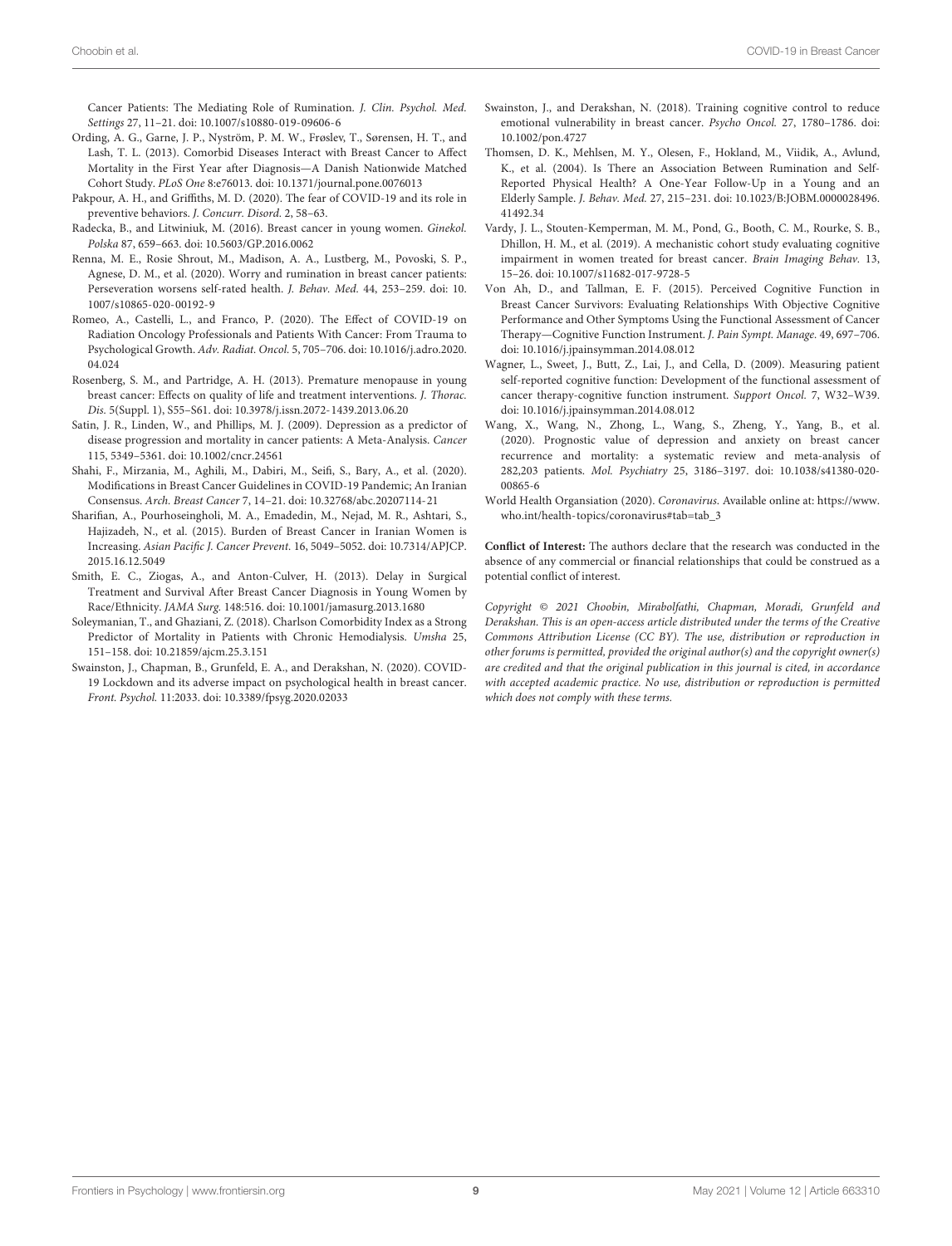Cancer Patients: The Mediating Role of Rumination. *J. Clin. Psychol. Med. Settings* 27, 11–21. doi: 10.1007/s10880-019-09606-6

Ording, A. G., Garne, J. P., Nyström, P. M. W., Frøslev, T., Sørensen, H. T., and Lash, T. L. (2013). Comorbid Diseases Interact with Breast Cancer to Affect Mortality in the First Year after Diagnosis—A Danish Nationwide Matched Cohort Study. *PLoS One* 8:e76013. doi: 10.1371/journal.pone.0076013

Pakpour, A. H., and Griffiths, M. D. (2020). The fear of COVID-19 and its role in preventive behaviors. *J. Concurr. Disord.* 2, 58–63.

Radecka, B., and Litwiniuk, M. (2016). Breast cancer in young women. *Ginekol. Polska* 87, 659–663. doi: 10.5603/GP.2016.0062

Renna, M. E., Rosie Shrout, M., Madison, A. A., Lustberg, M., Povoski, S. P., Agnese, D. M., et al. (2020). Worry and rumination in breast cancer patients: Perseveration worsens self-rated health. *J. Behav. Med.* 44, 253–259. doi: 10.1007/s10865-020-00192-9

Romeo, A., Castelli, L., and Franco, P. (2020). The Effect of COVID-19 on Radiation Oncology Professionals and Patients With Cancer: From Trauma to Psychological Growth. *Adv. Radiat. Oncol.* 5, 705–706. doi: 10.1016/j.adro.2020.04.024

Rosenberg, S. M., and Partridge, A. H. (2013). Premature menopause in young breast cancer: Effects on quality of life and treatment interventions. *J. Thorac. Dis.* 5(Suppl. 1), S55–S61. doi: 10.3978/j.issn.2072-1439.2013.06.20

Satin, J. R., Linden, W., and Phillips, M. J. (2009). Depression as a predictor of disease progression and mortality in cancer patients: A Meta-Analysis. *Cancer* 115, 5349–5361. doi: 10.1002/cncr.24561

Shahi, F., Mirzania, M., Aghili, M., Dabiri, M., Seifi, S., Bary, A., et al. (2020). Modifications in Breast Cancer Guidelines in COVID-19 Pandemic; An Iranian Consensus. *Arch. Breast Cancer* 7, 14–21. doi: 10.32768/abc.20207114-21

Sharifian, A., Pourhoseingholi, M. A., Emadedin, M., Nejad, M. R., Ashtari, S., Hajizadeh, N., et al. (2015). Burden of Breast Cancer in Iranian Women is Increasing. *Asian Pacific J. Cancer Prevent.* 16, 5049–5052. doi: 10.7314/APJCP.2015.16.12.5049

Smith, E. C., Ziogas, A., and Anton-Culver, H. (2013). Delay in Surgical Treatment and Survival After Breast Cancer Diagnosis in Young Women by Race/Ethnicity. *JAMA Surg.* 148:516. doi: 10.1001/jamasurg.2013.1680

Soleymanian, T., and Ghaziani, Z. (2018). Charlson Comorbidity Index as a Strong Predictor of Mortality in Patients with Chronic Hemodialysis. *Umsha* 25, 151–158. doi: 10.21859/ajcm.25.3.151

Swainston, J., Chapman, B., Grunfeld, E. A., and Derakshan, N. (2020). COVID-19 Lockdown and its adverse impact on psychological health in breast cancer. *Front. Psychol.* 11:2033. doi: 10.3389/fpsyg.2020.02033

Swainston, J., and Derakshan, N. (2018). Training cognitive control to reduce emotional vulnerability in breast cancer. *Psycho Oncol.* 27, 1780–1786. doi: 10.1002/pon.4727

Thomsen, D. K., Mehlsen, M. Y., Olesen, F., Hokland, M., Viidik, A., Avlund, K., et al. (2004). Is There an Association Between Rumination and Self-Reported Physical Health? A One-Year Follow-Up in a Young and an Elderly Sample. *J. Behav. Med.* 27, 215–231. doi: 10.1023/B:JOBM.0000028496.41492.34

Vardy, J. L., Stouten-Kemperman, M. M., Pond, G., Booth, C. M., Rourke, S. B., Dhillon, H. M., et al. (2019). A mechanistic cohort study evaluating cognitive impairment in women treated for breast cancer. *Brain Imaging Behav.* 13, 15–26. doi: 10.1007/s11682-017-9728-5

Von Ah, D., and Tallman, E. F. (2015). Perceived Cognitive Function in Breast Cancer Survivors: Evaluating Relationships With Objective Cognitive Performance and Other Symptoms Using the Functional Assessment of Cancer Therapy—Cognitive Function Instrument. *J. Pain Sympt. Manage.* 49, 697–706. doi: 10.1016/j.jpainsymman.2014.08.012

Wagner, L., Sweet, J., Butt, Z., Lai, J., and Cella, D. (2009). Measuring patient self-reported cognitive function: Development of the functional assessment of cancer therapy-cognitive function instrument. *Support Oncol.* 7, W32–W39. doi: 10.1016/j.jpainsymman.2014.08.012

Wang, X., Wang, N., Zhong, L., Wang, S., Zheng, Y., Yang, B., et al. (2020). Prognostic value of depression and anxiety on breast cancer recurrence and mortality: a systematic review and meta-analysis of 282,203 patients. *Mol. Psychiatry* 25, 3186–3197. doi: 10.1038/s41380-020-00865-6

World Health Organsiation (2020). *Coronavirus.* Available online at: https://www.who.int/health-topics/coronavirus#tab=tab_3

**Conflict of Interest:** The authors declare that the research was conducted in the absence of any commercial or financial relationships that could be construed as a potential conflict of interest.

*Copyright © 2021 Choobin, Mirabolfathi, Chapman, Moradi, Grunfeld and Derakshan. This is an open-access article distributed under the terms of the Creative Commons Attribution License (CC BY). The use, distribution or reproduction in other forums is permitted, provided the original author(s) and the copyright owner(s) are credited and that the original publication in this journal is cited, in accordance with accepted academic practice. No use, distribution or reproduction is permitted which does not comply with these terms.*